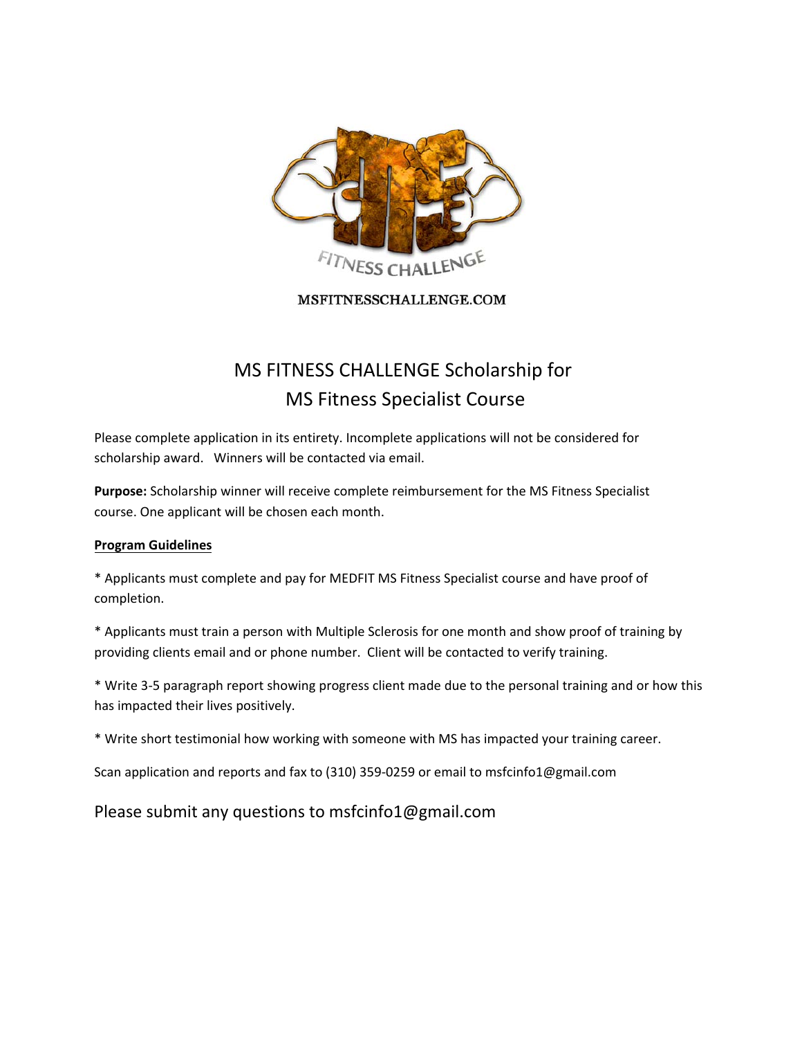FITNESS CHALLENGE

MSFITNESSCHALLENGE.COM

# MS FITNESS CHALLENGE Scholarship for MS Fitness Specialist Course

Please complete application in its entirety. Incomplete applications will not be considered for scholarship award. Winners will be contacted via email.

**Purpose:** Scholarship winner will receive complete reimbursement for the MS Fitness Specialist course. One applicant will be chosen each month.

**Program Guidelines**

* Applicants must complete and pay for MEDFIT MS Fitness Specialist course and have proof of completion.

* Applicants must train a person with Multiple Sclerosis for one month and show proof of training by providing clients email and or phone number. Client will be contacted to verify training.

* Write 3-5 paragraph report showing progress client made due to the personal training and or how this has impacted their lives positively.

* Write short testimonial how working with someone with MS has impacted your training career.

Scan application and reports and fax to (310) 359-0259 or email to msfcinfo1@gmail.com

Please submit any questions to msfcinfo1@gmail.com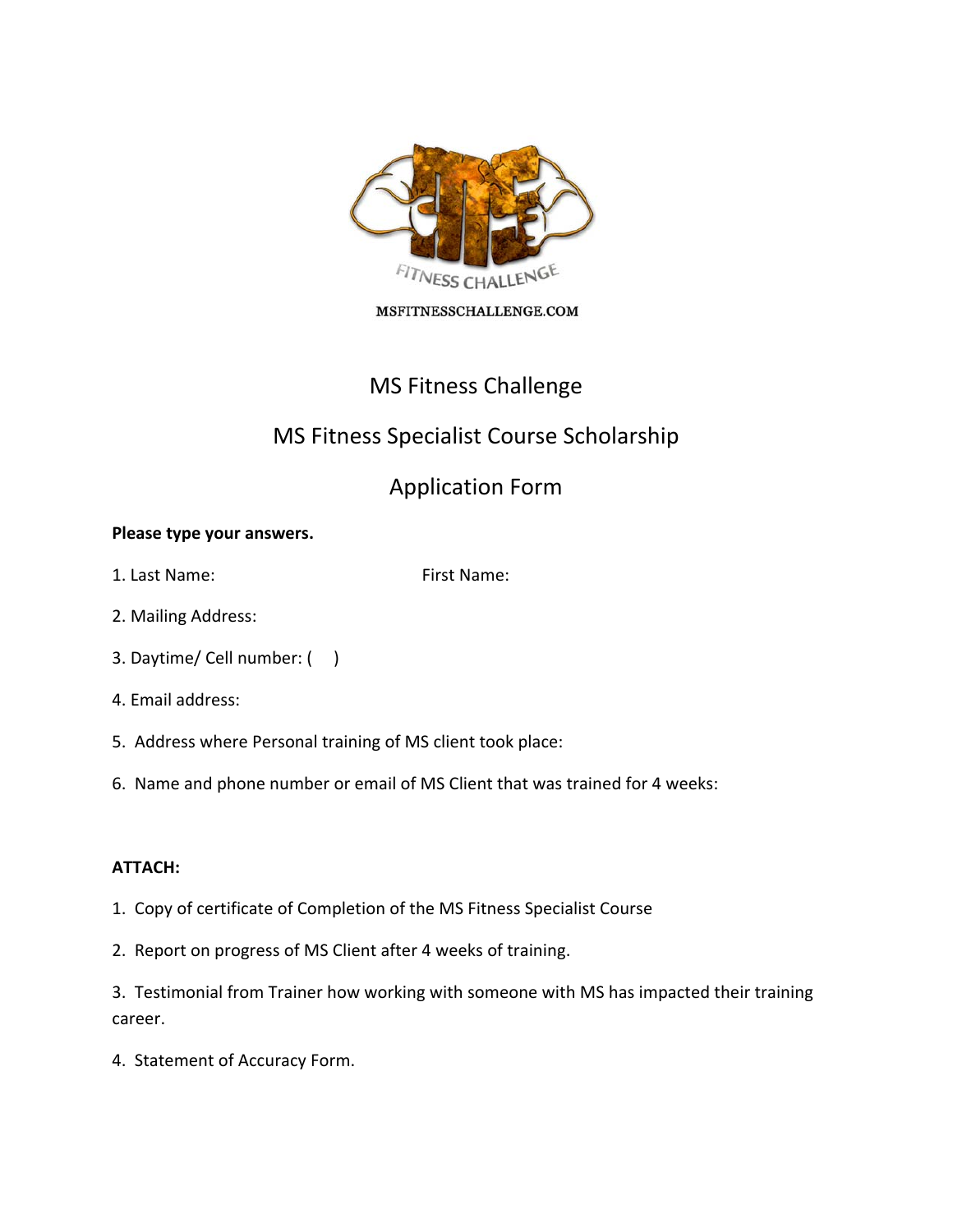FITNESS CHALLENGE

MSFITNESSCHALLENGE.COM

# MS Fitness Challenge

## MS Fitness Specialist Course Scholarship

## Application Form

**Please type your answers.**

1. Last Name: First Name:

2. Mailing Address:

3. Daytime/ Cell number: (     )

4. Email address:

5. Address where Personal training of MS client took place:

6. Name and phone number or email of MS Client that was trained for 4 weeks:

**ATTACH:**

1. Copy of certificate of Completion of the MS Fitness Specialist Course

2. Report on progress of MS Client after 4 weeks of training.

3. Testimonial from Trainer how working with someone with MS has impacted their training career.

4. Statement of Accuracy Form.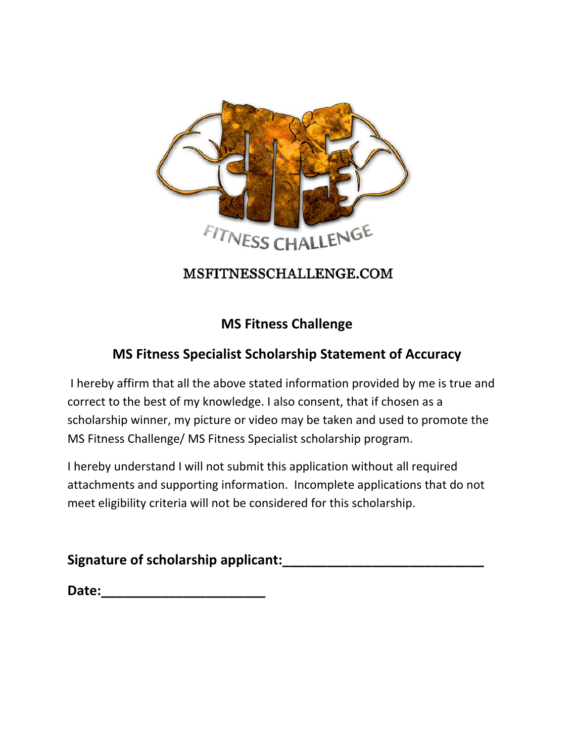FITNESS CHALLENGE

MSFITNESSCHALLENGE.COM

## MS Fitness Challenge

## MS Fitness Specialist Scholarship Statement of Accuracy

I hereby affirm that all the above stated information provided by me is true and correct to the best of my knowledge. I also consent, that if chosen as a scholarship winner, my picture or video may be taken and used to promote the MS Fitness Challenge/ MS Fitness Specialist scholarship program.

I hereby understand I will not submit this application without all required attachments and supporting information. Incomplete applications that do not meet eligibility criteria will not be considered for this scholarship.

**Signature of scholarship applicant:___________________________**

**Date:______________________**